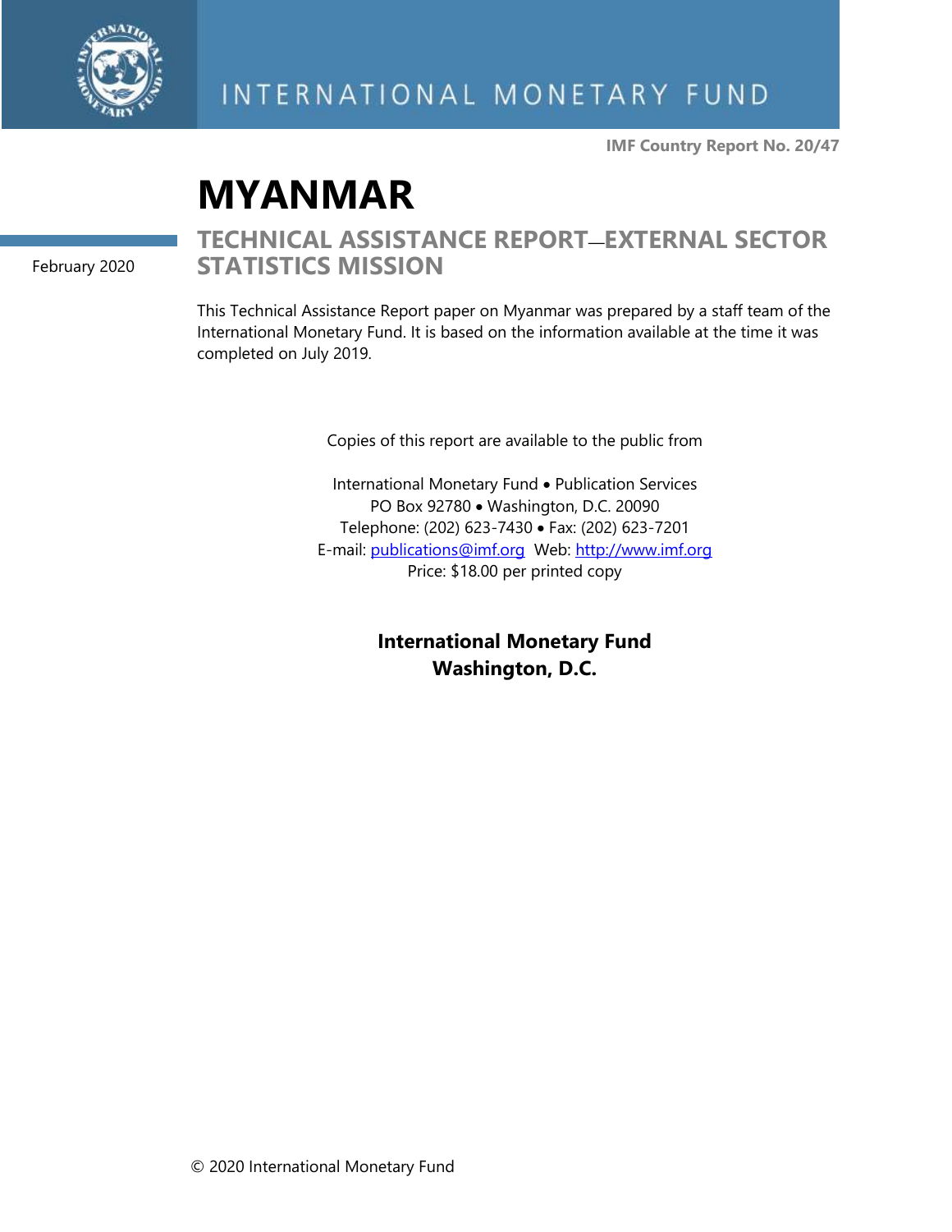INTERNATIONAL MONETARY FUND

**IMF Country Report No. 20/47**

# MYANMAR

February 2020

## TECHNICAL ASSISTANCE REPORT—EXTERNAL SECTOR STATISTICS MISSION

This Technical Assistance Report paper on Myanmar was prepared by a staff team of the International Monetary Fund. It is based on the information available at the time it was completed on July 2019.

Copies of this report are available to the public from

International Monetary Fund • Publication Services
PO Box 92780 • Washington, D.C. 20090
Telephone: (202) 623-7430 • Fax: (202) 623-7201
E-mail: publications@imf.org Web: http://www.imf.org
Price: $18.00 per printed copy

**International Monetary Fund**
**Washington, D.C.**

© 2020 International Monetary Fund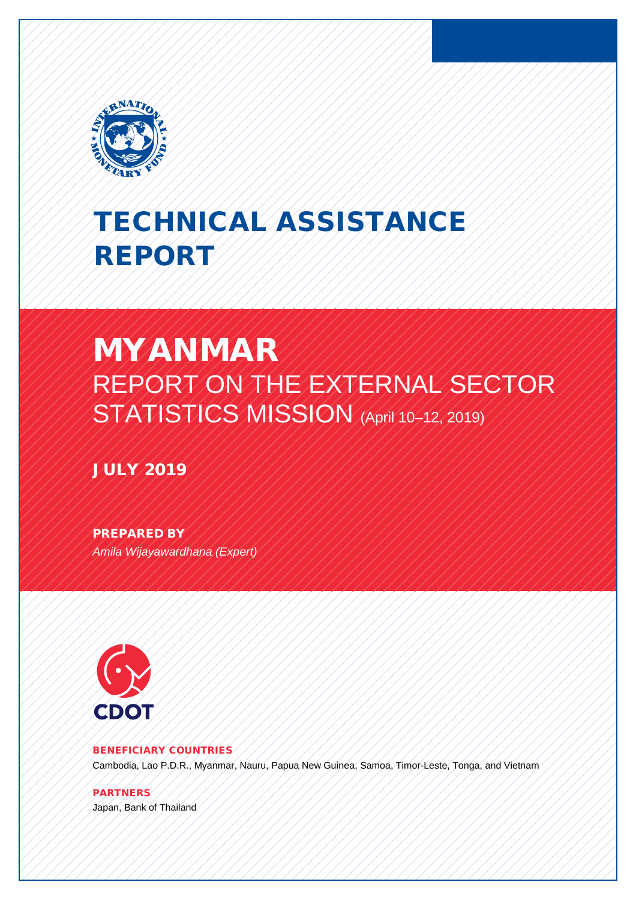# TECHNICAL ASSISTANCE REPORT

# MYANMAR

## REPORT ON THE EXTERNAL SECTOR STATISTICS MISSION (April 10–12, 2019)

**JULY 2019**

**PREPARED BY**

*Amila Wijayawardhana (Expert)*

CDOT

**BENEFICIARY COUNTRIES**

Cambodia, Lao P.D.R., Myanmar, Nauru, Papua New Guinea, Samoa, Timor-Leste, Tonga, and Vietnam

**PARTNERS**

Japan, Bank of Thailand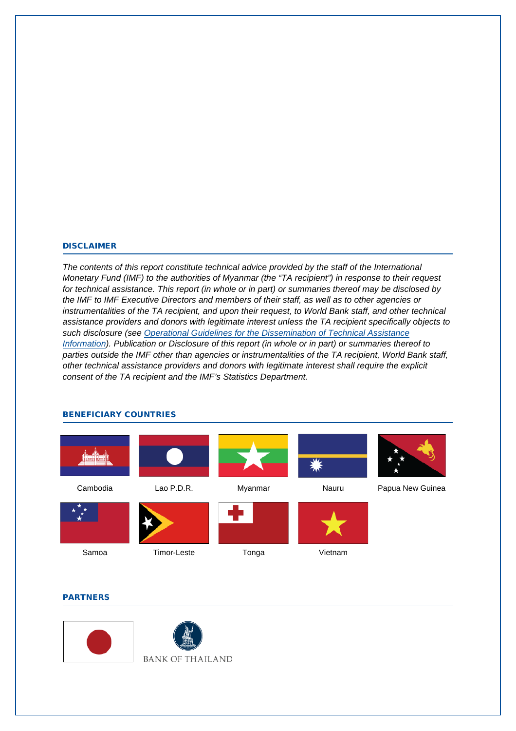## DISCLAIMER

*The contents of this report constitute technical advice provided by the staff of the International Monetary Fund (IMF) to the authorities of Myanmar (the "TA recipient") in response to their request for technical assistance. This report (in whole or in part) or summaries thereof may be disclosed by the IMF to IMF Executive Directors and members of their staff, as well as to other agencies or instrumentalities of the TA recipient, and upon their request, to World Bank staff, and other technical assistance providers and donors with legitimate interest unless the TA recipient specifically objects to such disclosure (see Operational Guidelines for the Dissemination of Technical Assistance Information). Publication or Disclosure of this report (in whole or in part) or summaries thereof to parties outside the IMF other than agencies or instrumentalities of the TA recipient, World Bank staff, other technical assistance providers and donors with legitimate interest shall require the explicit consent of the TA recipient and the IMF's Statistics Department.*

## BENEFICIARY COUNTRIES

Cambodia

Lao P.D.R.

Myanmar

Nauru

Papua New Guinea

Samoa

Timor-Leste

Tonga

Vietnam

## PARTNERS

BANK OF THAILAND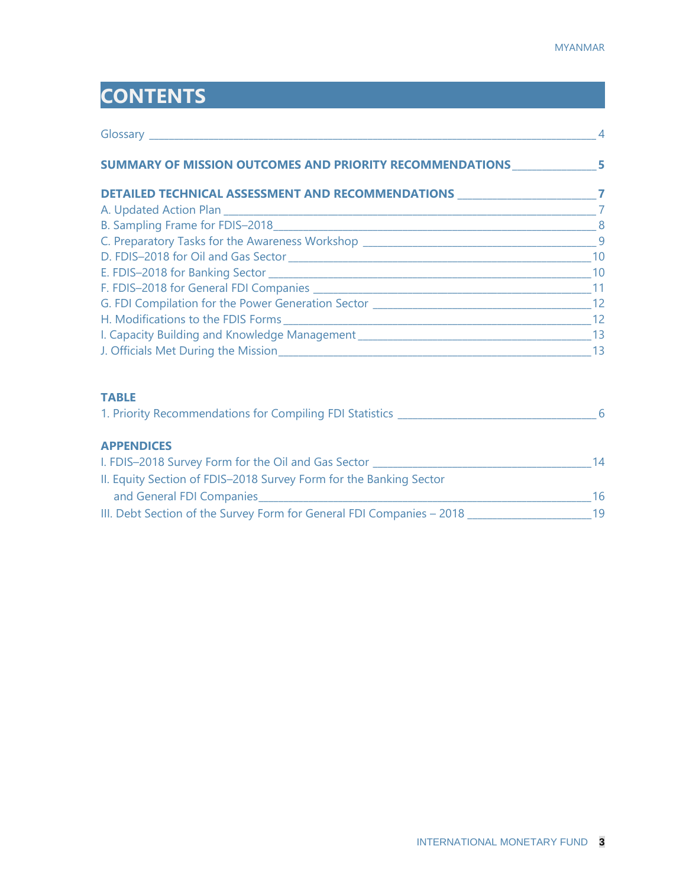# CONTENTS

Glossary 4

**SUMMARY OF MISSION OUTCOMES AND PRIORITY RECOMMENDATIONS 5**

**DETAILED TECHNICAL ASSESSMENT AND RECOMMENDATIONS 7**

A. Updated Action Plan 7

B. Sampling Frame for FDIS–2018 8

C. Preparatory Tasks for the Awareness Workshop 9

D. FDIS–2018 for Oil and Gas Sector 10

E. FDIS–2018 for Banking Sector 10

F. FDIS–2018 for General FDI Companies 11

G. FDI Compilation for the Power Generation Sector 12

H. Modifications to the FDIS Forms 12

I. Capacity Building and Knowledge Management 13

J. Officials Met During the Mission 13

**TABLE**

1. Priority Recommendations for Compiling FDI Statistics 6

**APPENDICES**

I. FDIS–2018 Survey Form for the Oil and Gas Sector 14

II. Equity Section of FDIS–2018 Survey Form for the Banking Sector and General FDI Companies 16

III. Debt Section of the Survey Form for General FDI Companies – 2018 19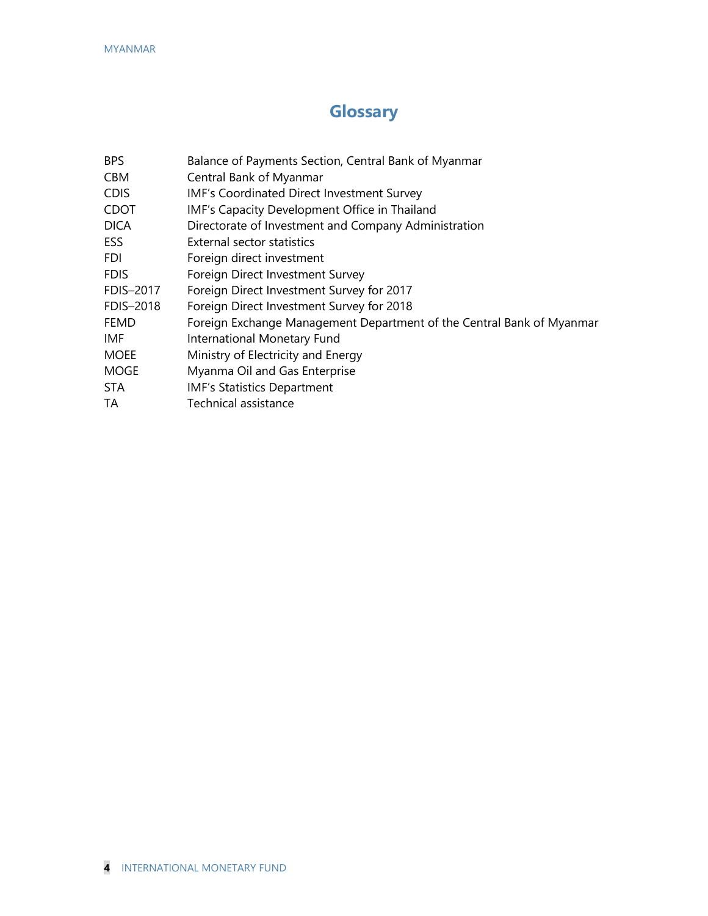# Glossary

| | |
|---|---|
| BPS | Balance of Payments Section, Central Bank of Myanmar |
| CBM | Central Bank of Myanmar |
| CDIS | IMF's Coordinated Direct Investment Survey |
| CDOT | IMF's Capacity Development Office in Thailand |
| DICA | Directorate of Investment and Company Administration |
| ESS | External sector statistics |
| FDI | Foreign direct investment |
| FDIS | Foreign Direct Investment Survey |
| FDIS–2017 | Foreign Direct Investment Survey for 2017 |
| FDIS–2018 | Foreign Direct Investment Survey for 2018 |
| FEMD | Foreign Exchange Management Department of the Central Bank of Myanmar |
| IMF | International Monetary Fund |
| MOEE | Ministry of Electricity and Energy |
| MOGE | Myanma Oil and Gas Enterprise |
| STA | IMF's Statistics Department |
| TA | Technical assistance |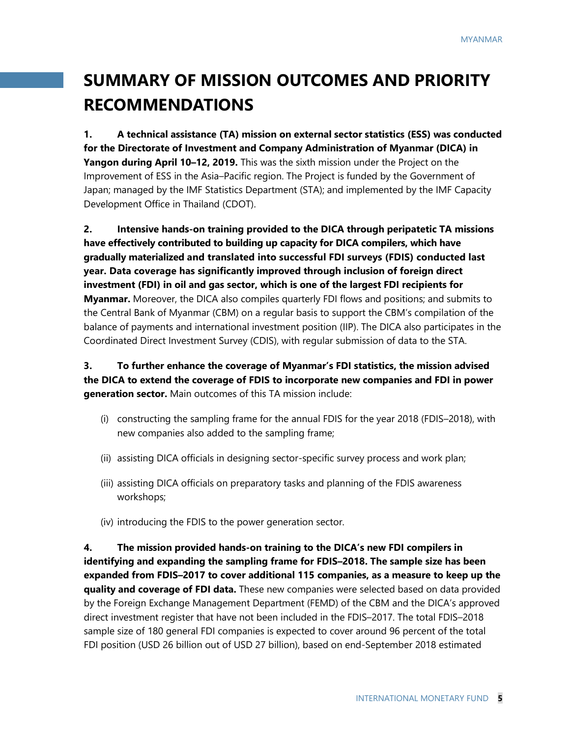# SUMMARY OF MISSION OUTCOMES AND PRIORITY RECOMMENDATIONS

**1. A technical assistance (TA) mission on external sector statistics (ESS) was conducted for the Directorate of Investment and Company Administration of Myanmar (DICA) in Yangon during April 10–12, 2019.** This was the sixth mission under the Project on the Improvement of ESS in the Asia–Pacific region. The Project is funded by the Government of Japan; managed by the IMF Statistics Department (STA); and implemented by the IMF Capacity Development Office in Thailand (CDOT).

**2. Intensive hands-on training provided to the DICA through peripatetic TA missions have effectively contributed to building up capacity for DICA compilers, which have gradually materialized and translated into successful FDI surveys (FDIS) conducted last year. Data coverage has significantly improved through inclusion of foreign direct investment (FDI) in oil and gas sector, which is one of the largest FDI recipients for Myanmar.** Moreover, the DICA also compiles quarterly FDI flows and positions; and submits to the Central Bank of Myanmar (CBM) on a regular basis to support the CBM's compilation of the balance of payments and international investment position (IIP). The DICA also participates in the Coordinated Direct Investment Survey (CDIS), with regular submission of data to the STA.

**3. To further enhance the coverage of Myanmar's FDI statistics, the mission advised the DICA to extend the coverage of FDIS to incorporate new companies and FDI in power generation sector.** Main outcomes of this TA mission include:

(i) constructing the sampling frame for the annual FDIS for the year 2018 (FDIS–2018), with new companies also added to the sampling frame;

(ii) assisting DICA officials in designing sector-specific survey process and work plan;

(iii) assisting DICA officials on preparatory tasks and planning of the FDIS awareness workshops;

(iv) introducing the FDIS to the power generation sector.

**4. The mission provided hands-on training to the DICA's new FDI compilers in identifying and expanding the sampling frame for FDIS–2018. The sample size has been expanded from FDIS–2017 to cover additional 115 companies, as a measure to keep up the quality and coverage of FDI data.** These new companies were selected based on data provided by the Foreign Exchange Management Department (FEMD) of the CBM and the DICA's approved direct investment register that have not been included in the FDIS–2017. The total FDIS–2018 sample size of 180 general FDI companies is expected to cover around 96 percent of the total FDI position (USD 26 billion out of USD 27 billion), based on end-September 2018 estimated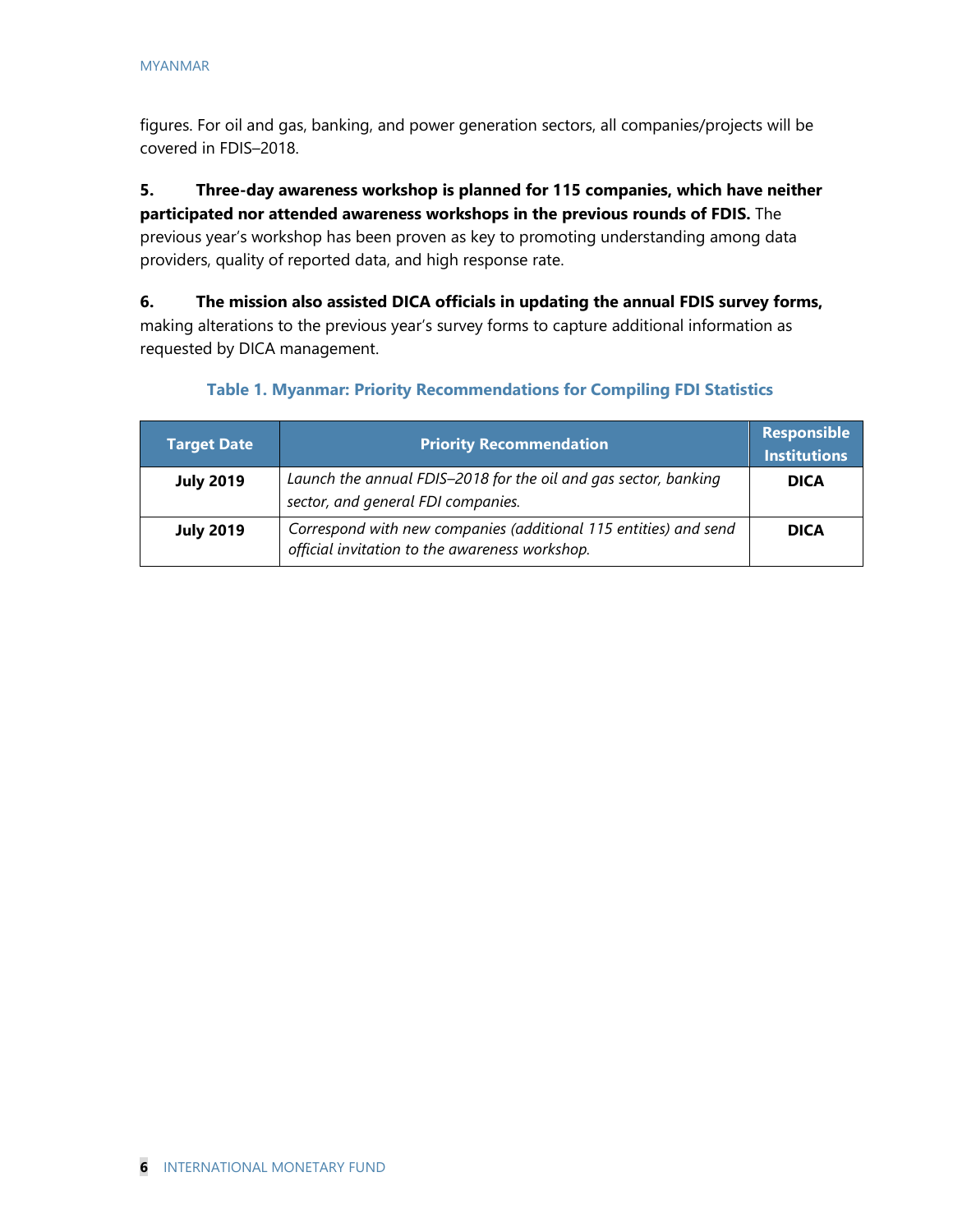figures. For oil and gas, banking, and power generation sectors, all companies/projects will be covered in FDIS–2018.

5. **Three-day awareness workshop is planned for 115 companies, which have neither participated nor attended awareness workshops in the previous rounds of FDIS.** The previous year's workshop has been proven as key to promoting understanding among data providers, quality of reported data, and high response rate.

6. **The mission also assisted DICA officials in updating the annual FDIS survey forms,** making alterations to the previous year's survey forms to capture additional information as requested by DICA management.

**Table 1. Myanmar: Priority Recommendations for Compiling FDI Statistics**

| Target Date | Priority Recommendation | Responsible Institutions |
|---|---|---|
| **July 2019** | *Launch the annual FDIS–2018 for the oil and gas sector, banking sector, and general FDI companies.* | **DICA** |
| **July 2019** | *Correspond with new companies (additional 115 entities) and send official invitation to the awareness workshop.* | **DICA** |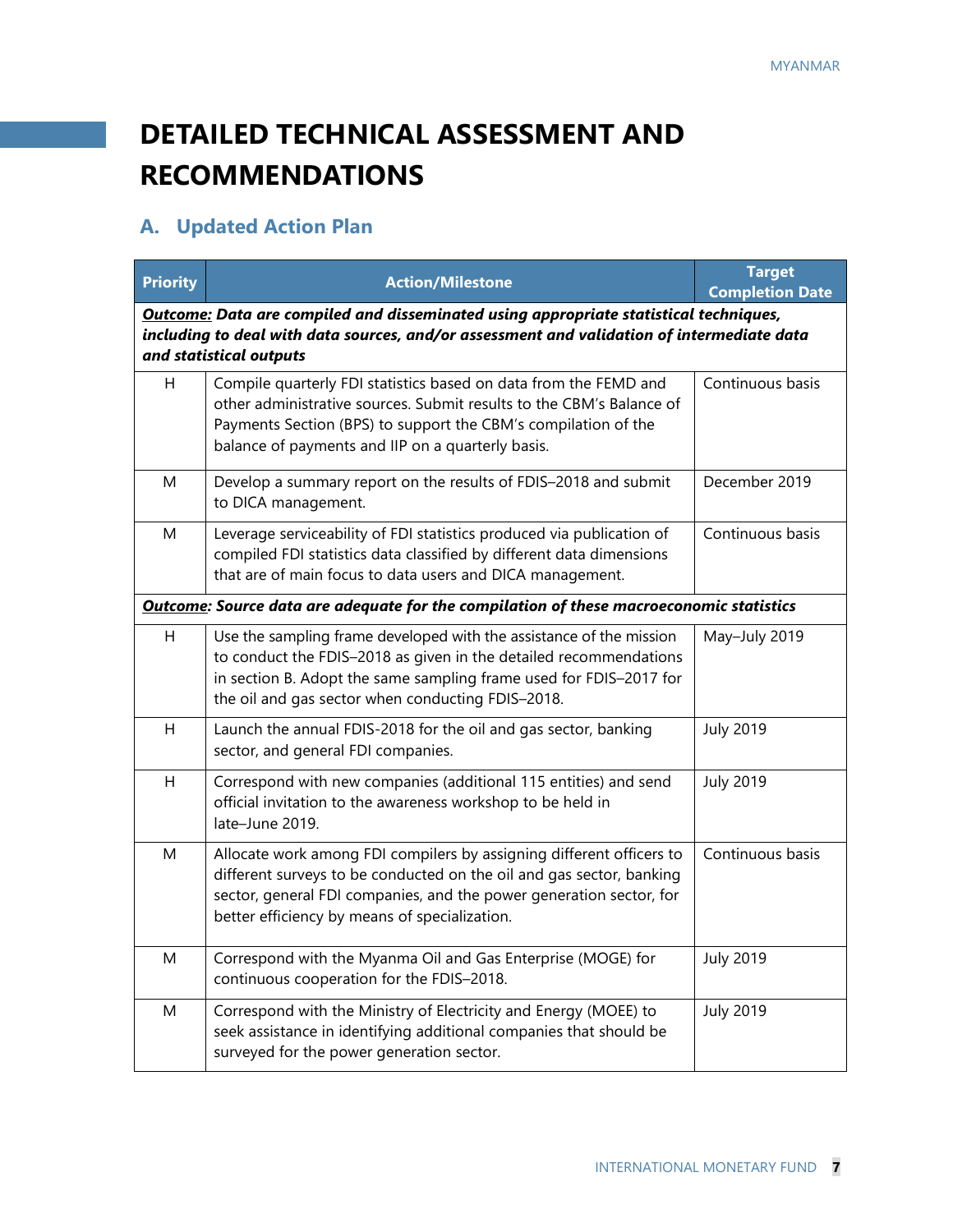# DETAILED TECHNICAL ASSESSMENT AND RECOMMENDATIONS

## A. Updated Action Plan

| Priority | Action/Milestone | Target Completion Date |
|---|---|---|
| ***Outcome:* Data are compiled and disseminated using appropriate statistical techniques, including to deal with data sources, and/or assessment and validation of intermediate data and statistical outputs** | | |
| H | Compile quarterly FDI statistics based on data from the FEMD and other administrative sources. Submit results to the CBM's Balance of Payments Section (BPS) to support the CBM's compilation of the balance of payments and IIP on a quarterly basis. | Continuous basis |
| M | Develop a summary report on the results of FDIS–2018 and submit to DICA management. | December 2019 |
| M | Leverage serviceability of FDI statistics produced via publication of compiled FDI statistics data classified by different data dimensions that are of main focus to data users and DICA management. | Continuous basis |
| ***Outcome*: Source data are adequate for the compilation of these macroeconomic statistics** | | |
| H | Use the sampling frame developed with the assistance of the mission to conduct the FDIS–2018 as given in the detailed recommendations in section B. Adopt the same sampling frame used for FDIS–2017 for the oil and gas sector when conducting FDIS–2018. | May–July 2019 |
| H | Launch the annual FDIS-2018 for the oil and gas sector, banking sector, and general FDI companies. | July 2019 |
| H | Correspond with new companies (additional 115 entities) and send official invitation to the awareness workshop to be held in late–June 2019. | July 2019 |
| M | Allocate work among FDI compilers by assigning different officers to different surveys to be conducted on the oil and gas sector, banking sector, general FDI companies, and the power generation sector, for better efficiency by means of specialization. | Continuous basis |
| M | Correspond with the Myanma Oil and Gas Enterprise (MOGE) for continuous cooperation for the FDIS–2018. | July 2019 |
| M | Correspond with the Ministry of Electricity and Energy (MOEE) to seek assistance in identifying additional companies that should be surveyed for the power generation sector. | July 2019 |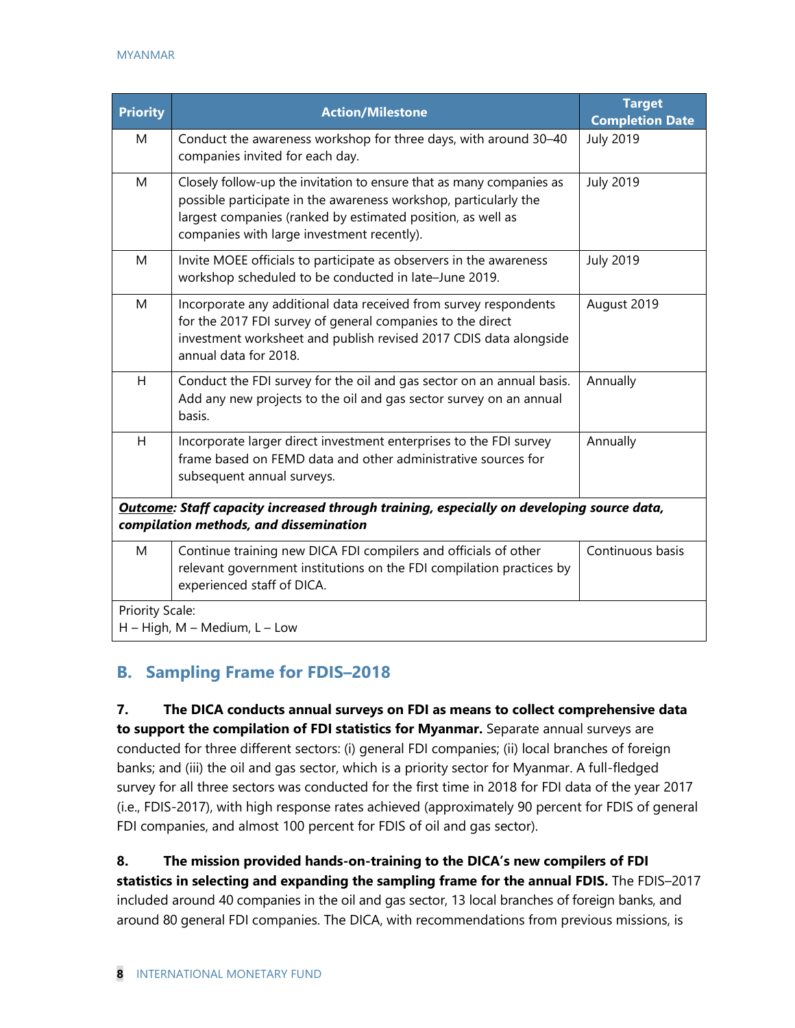| Priority | Action/Milestone | Target Completion Date |
| --- | --- | --- |
| M | Conduct the awareness workshop for three days, with around 30–40 companies invited for each day. | July 2019 |
| M | Closely follow-up the invitation to ensure that as many companies as possible participate in the awareness workshop, particularly the largest companies (ranked by estimated position, as well as companies with large investment recently). | July 2019 |
| M | Invite MOEE officials to participate as observers in the awareness workshop scheduled to be conducted in late–June 2019. | July 2019 |
| M | Incorporate any additional data received from survey respondents for the 2017 FDI survey of general companies to the direct investment worksheet and publish revised 2017 CDIS data alongside annual data for 2018. | August 2019 |
| H | Conduct the FDI survey for the oil and gas sector on an annual basis. Add any new projects to the oil and gas sector survey on an annual basis. | Annually |
| H | Incorporate larger direct investment enterprises to the FDI survey frame based on FEMD data and other administrative sources for subsequent annual surveys. | Annually |
| ***Outcome*: *Staff capacity increased through training, especially on developing source data, compilation methods, and dissemination*** | | |
| M | Continue training new DICA FDI compilers and officials of other relevant government institutions on the FDI compilation practices by experienced staff of DICA. | Continuous basis |
| Priority Scale: H – High, M – Medium, L – Low | | |

## B. Sampling Frame for FDIS–2018

7. **The DICA conducts annual surveys on FDI as means to collect comprehensive data to support the compilation of FDI statistics for Myanmar.** Separate annual surveys are conducted for three different sectors: (i) general FDI companies; (ii) local branches of foreign banks; and (iii) the oil and gas sector, which is a priority sector for Myanmar. A full-fledged survey for all three sectors was conducted for the first time in 2018 for FDI data of the year 2017 (i.e., FDIS-2017), with high response rates achieved (approximately 90 percent for FDIS of general FDI companies, and almost 100 percent for FDIS of oil and gas sector).

8. **The mission provided hands-on-training to the DICA's new compilers of FDI statistics in selecting and expanding the sampling frame for the annual FDIS.** The FDIS–2017 included around 40 companies in the oil and gas sector, 13 local branches of foreign banks, and around 80 general FDI companies. The DICA, with recommendations from previous missions, is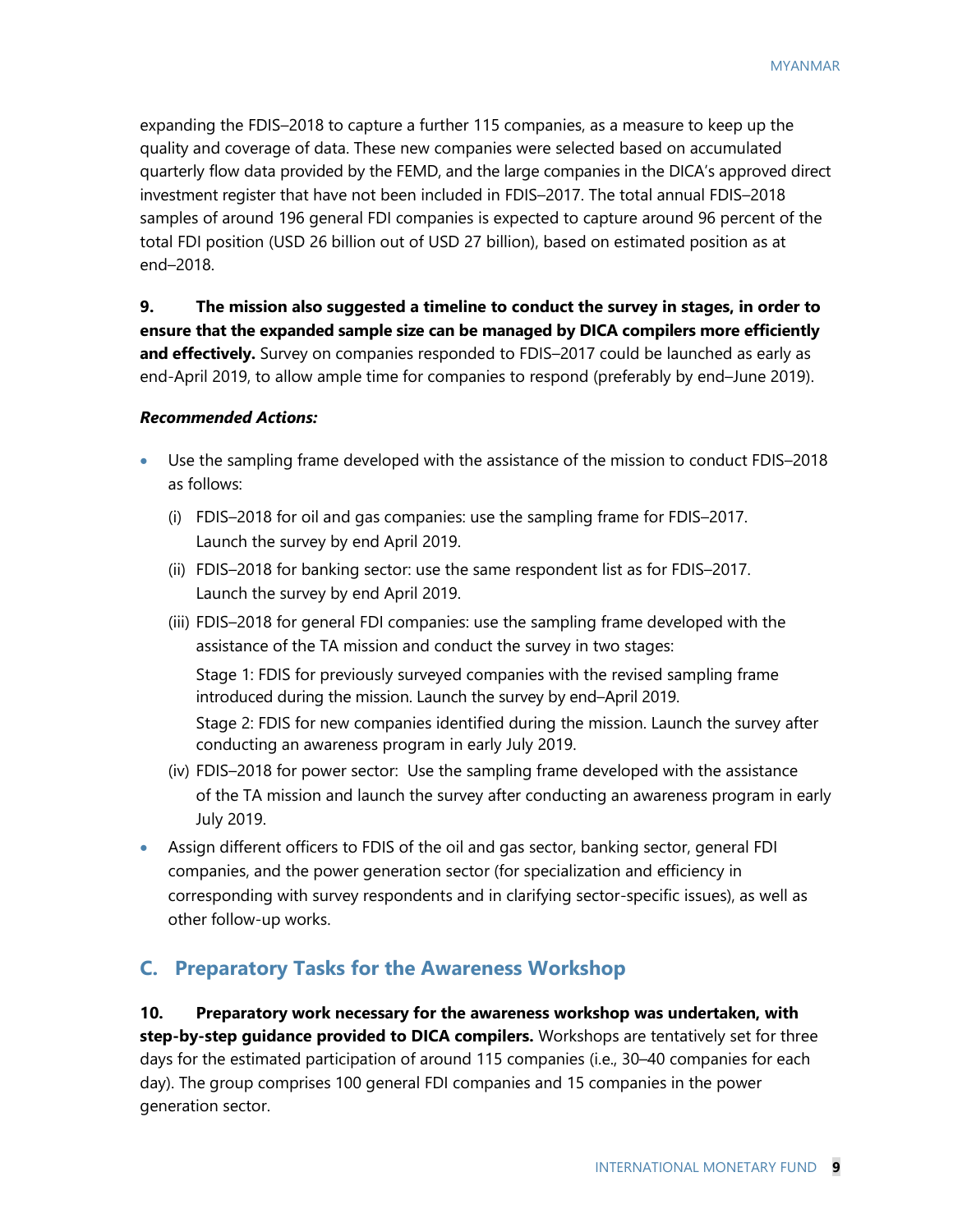expanding the FDIS–2018 to capture a further 115 companies, as a measure to keep up the quality and coverage of data. These new companies were selected based on accumulated quarterly flow data provided by the FEMD, and the large companies in the DICA's approved direct investment register that have not been included in FDIS–2017. The total annual FDIS–2018 samples of around 196 general FDI companies is expected to capture around 96 percent of the total FDI position (USD 26 billion out of USD 27 billion), based on estimated position as at end–2018.

**9. The mission also suggested a timeline to conduct the survey in stages, in order to ensure that the expanded sample size can be managed by DICA compilers more efficiently and effectively.** Survey on companies responded to FDIS–2017 could be launched as early as end-April 2019, to allow ample time for companies to respond (preferably by end–June 2019).

***Recommended Actions:***

- Use the sampling frame developed with the assistance of the mission to conduct FDIS–2018 as follows:
  - (i) FDIS–2018 for oil and gas companies: use the sampling frame for FDIS–2017. Launch the survey by end April 2019.
  - (ii) FDIS–2018 for banking sector: use the same respondent list as for FDIS–2017. Launch the survey by end April 2019.
  - (iii) FDIS–2018 for general FDI companies: use the sampling frame developed with the assistance of the TA mission and conduct the survey in two stages:

    Stage 1: FDIS for previously surveyed companies with the revised sampling frame introduced during the mission. Launch the survey by end–April 2019.

    Stage 2: FDIS for new companies identified during the mission. Launch the survey after conducting an awareness program in early July 2019.
  - (iv) FDIS–2018 for power sector: Use the sampling frame developed with the assistance of the TA mission and launch the survey after conducting an awareness program in early July 2019.
- Assign different officers to FDIS of the oil and gas sector, banking sector, general FDI companies, and the power generation sector (for specialization and efficiency in corresponding with survey respondents and in clarifying sector-specific issues), as well as other follow-up works.

## C. Preparatory Tasks for the Awareness Workshop

**10. Preparatory work necessary for the awareness workshop was undertaken, with step-by-step guidance provided to DICA compilers.** Workshops are tentatively set for three days for the estimated participation of around 115 companies (i.e., 30–40 companies for each day). The group comprises 100 general FDI companies and 15 companies in the power generation sector.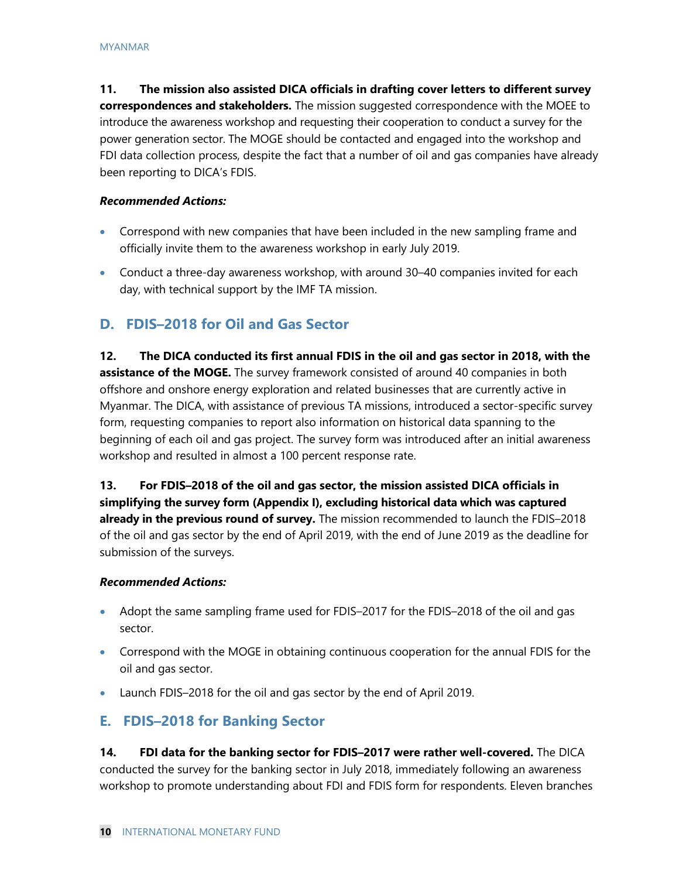**11. The mission also assisted DICA officials in drafting cover letters to different survey correspondences and stakeholders.** The mission suggested correspondence with the MOEE to introduce the awareness workshop and requesting their cooperation to conduct a survey for the power generation sector. The MOGE should be contacted and engaged into the workshop and FDI data collection process, despite the fact that a number of oil and gas companies have already been reporting to DICA's FDIS.

***Recommended Actions:***

- Correspond with new companies that have been included in the new sampling frame and officially invite them to the awareness workshop in early July 2019.
- Conduct a three-day awareness workshop, with around 30–40 companies invited for each day, with technical support by the IMF TA mission.

## D. FDIS–2018 for Oil and Gas Sector

**12. The DICA conducted its first annual FDIS in the oil and gas sector in 2018, with the assistance of the MOGE.** The survey framework consisted of around 40 companies in both offshore and onshore energy exploration and related businesses that are currently active in Myanmar. The DICA, with assistance of previous TA missions, introduced a sector-specific survey form, requesting companies to report also information on historical data spanning to the beginning of each oil and gas project. The survey form was introduced after an initial awareness workshop and resulted in almost a 100 percent response rate.

**13. For FDIS–2018 of the oil and gas sector, the mission assisted DICA officials in simplifying the survey form (Appendix I), excluding historical data which was captured already in the previous round of survey.** The mission recommended to launch the FDIS–2018 of the oil and gas sector by the end of April 2019, with the end of June 2019 as the deadline for submission of the surveys.

***Recommended Actions:***

- Adopt the same sampling frame used for FDIS–2017 for the FDIS–2018 of the oil and gas sector.
- Correspond with the MOGE in obtaining continuous cooperation for the annual FDIS for the oil and gas sector.
- Launch FDIS–2018 for the oil and gas sector by the end of April 2019.

## E. FDIS–2018 for Banking Sector

**14. FDI data for the banking sector for FDIS–2017 were rather well-covered.** The DICA conducted the survey for the banking sector in July 2018, immediately following an awareness workshop to promote understanding about FDI and FDIS form for respondents. Eleven branches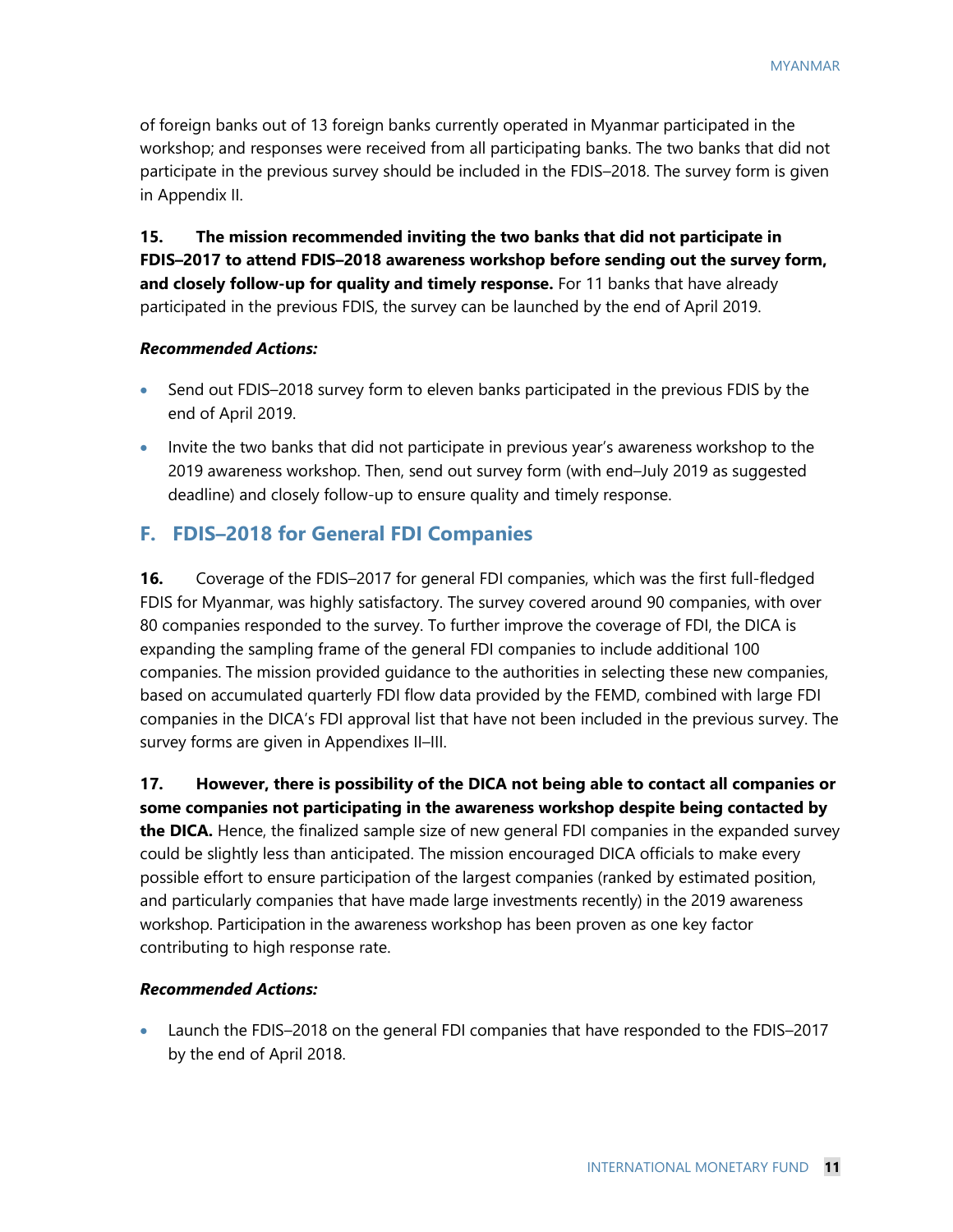of foreign banks out of 13 foreign banks currently operated in Myanmar participated in the workshop; and responses were received from all participating banks. The two banks that did not participate in the previous survey should be included in the FDIS–2018. The survey form is given in Appendix II.

**15. The mission recommended inviting the two banks that did not participate in FDIS–2017 to attend FDIS–2018 awareness workshop before sending out the survey form, and closely follow-up for quality and timely response.** For 11 banks that have already participated in the previous FDIS, the survey can be launched by the end of April 2019.

***Recommended Actions:***

- Send out FDIS–2018 survey form to eleven banks participated in the previous FDIS by the end of April 2019.
- Invite the two banks that did not participate in previous year's awareness workshop to the 2019 awareness workshop. Then, send out survey form (with end–July 2019 as suggested deadline) and closely follow-up to ensure quality and timely response.

## F. FDIS–2018 for General FDI Companies

**16.** Coverage of the FDIS–2017 for general FDI companies, which was the first full-fledged FDIS for Myanmar, was highly satisfactory. The survey covered around 90 companies, with over 80 companies responded to the survey. To further improve the coverage of FDI, the DICA is expanding the sampling frame of the general FDI companies to include additional 100 companies. The mission provided guidance to the authorities in selecting these new companies, based on accumulated quarterly FDI flow data provided by the FEMD, combined with large FDI companies in the DICA's FDI approval list that have not been included in the previous survey. The survey forms are given in Appendixes II–III.

**17. However, there is possibility of the DICA not being able to contact all companies or some companies not participating in the awareness workshop despite being contacted by the DICA.** Hence, the finalized sample size of new general FDI companies in the expanded survey could be slightly less than anticipated. The mission encouraged DICA officials to make every possible effort to ensure participation of the largest companies (ranked by estimated position, and particularly companies that have made large investments recently) in the 2019 awareness workshop. Participation in the awareness workshop has been proven as one key factor contributing to high response rate.

***Recommended Actions:***

- Launch the FDIS–2018 on the general FDI companies that have responded to the FDIS–2017 by the end of April 2018.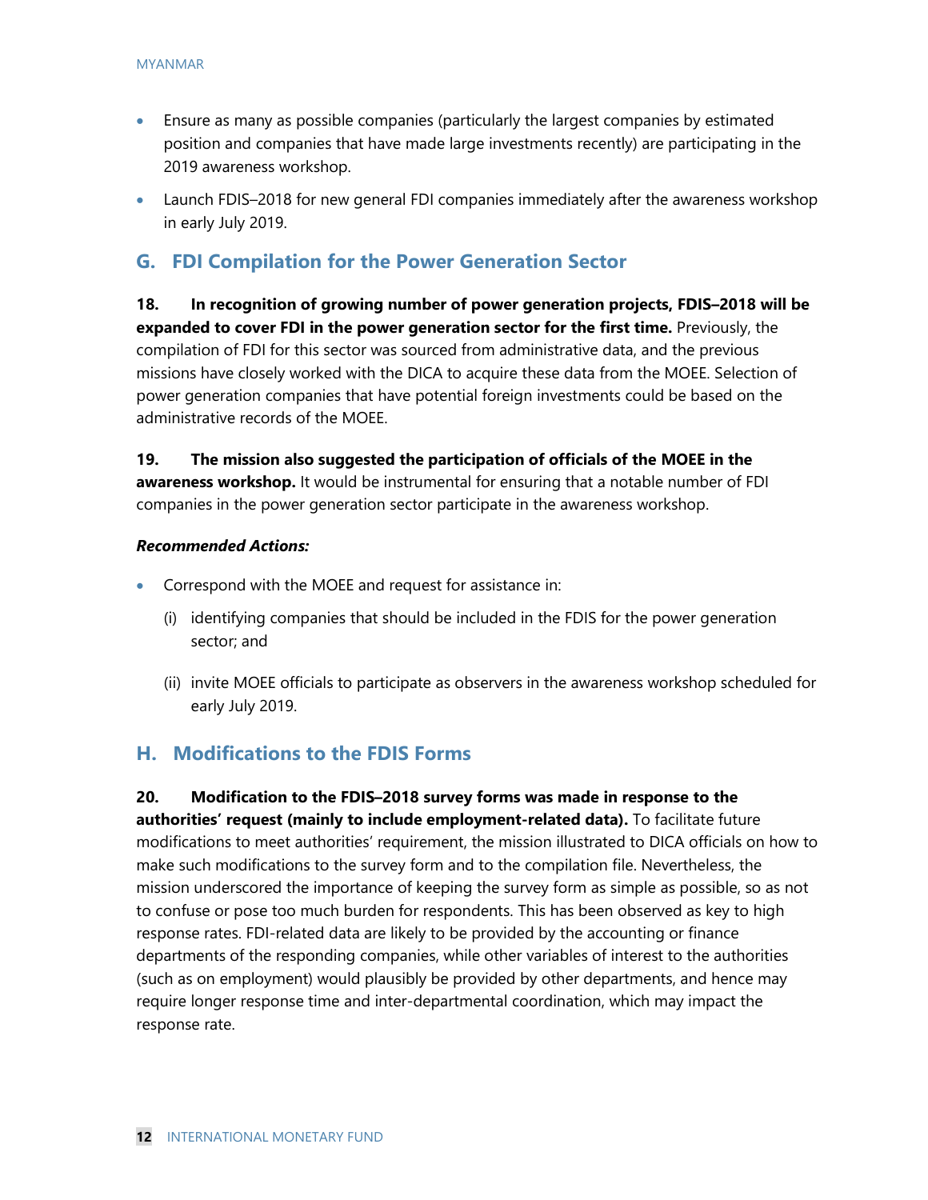- Ensure as many as possible companies (particularly the largest companies by estimated position and companies that have made large investments recently) are participating in the 2019 awareness workshop.
- Launch FDIS–2018 for new general FDI companies immediately after the awareness workshop in early July 2019.

## G. FDI Compilation for the Power Generation Sector

**18. In recognition of growing number of power generation projects, FDIS–2018 will be expanded to cover FDI in the power generation sector for the first time.** Previously, the compilation of FDI for this sector was sourced from administrative data, and the previous missions have closely worked with the DICA to acquire these data from the MOEE. Selection of power generation companies that have potential foreign investments could be based on the administrative records of the MOEE.

**19. The mission also suggested the participation of officials of the MOEE in the awareness workshop.** It would be instrumental for ensuring that a notable number of FDI companies in the power generation sector participate in the awareness workshop.

***Recommended Actions:***

- Correspond with the MOEE and request for assistance in:

  (i) identifying companies that should be included in the FDIS for the power generation sector; and

  (ii) invite MOEE officials to participate as observers in the awareness workshop scheduled for early July 2019.

## H. Modifications to the FDIS Forms

**20. Modification to the FDIS–2018 survey forms was made in response to the authorities' request (mainly to include employment-related data).** To facilitate future modifications to meet authorities' requirement, the mission illustrated to DICA officials on how to make such modifications to the survey form and to the compilation file. Nevertheless, the mission underscored the importance of keeping the survey form as simple as possible, so as not to confuse or pose too much burden for respondents. This has been observed as key to high response rates. FDI-related data are likely to be provided by the accounting or finance departments of the responding companies, while other variables of interest to the authorities (such as on employment) would plausibly be provided by other departments, and hence may require longer response time and inter-departmental coordination, which may impact the response rate.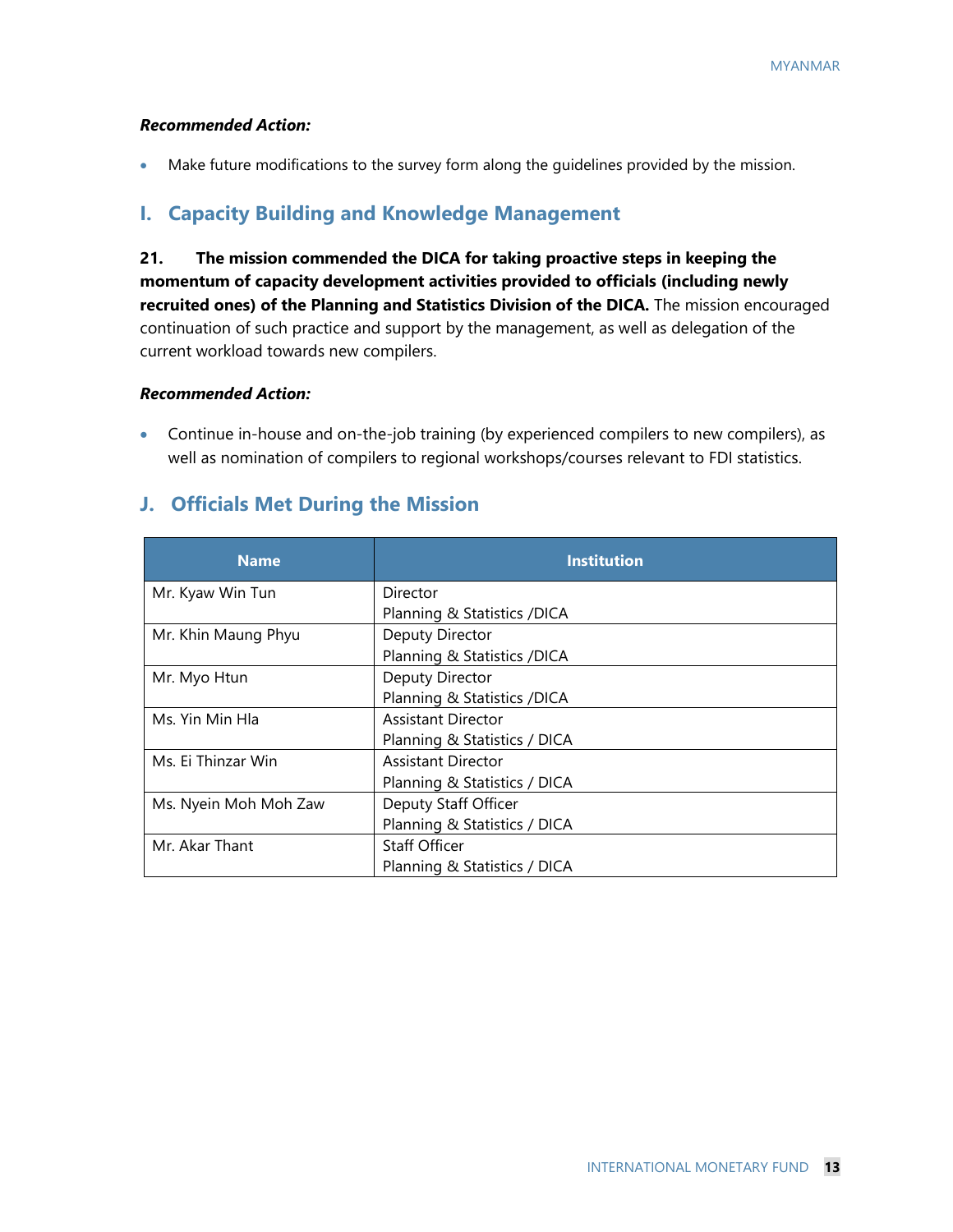***Recommended Action:***

- Make future modifications to the survey form along the guidelines provided by the mission.

## I. Capacity Building and Knowledge Management

**21. The mission commended the DICA for taking proactive steps in keeping the momentum of capacity development activities provided to officials (including newly recruited ones) of the Planning and Statistics Division of the DICA.** The mission encouraged continuation of such practice and support by the management, as well as delegation of the current workload towards new compilers.

***Recommended Action:***

- Continue in-house and on-the-job training (by experienced compilers to new compilers), as well as nomination of compilers to regional workshops/courses relevant to FDI statistics.

## J. Officials Met During the Mission

| Name | Institution |
|---|---|
| Mr. Kyaw Win Tun | Director<br>Planning & Statistics /DICA |
| Mr. Khin Maung Phyu | Deputy Director<br>Planning & Statistics /DICA |
| Mr. Myo Htun | Deputy Director<br>Planning & Statistics /DICA |
| Ms. Yin Min Hla | Assistant Director<br>Planning & Statistics / DICA |
| Ms. Ei Thinzar Win | Assistant Director<br>Planning & Statistics / DICA |
| Ms. Nyein Moh Moh Zaw | Deputy Staff Officer<br>Planning & Statistics / DICA |
| Mr. Akar Thant | Staff Officer<br>Planning & Statistics / DICA |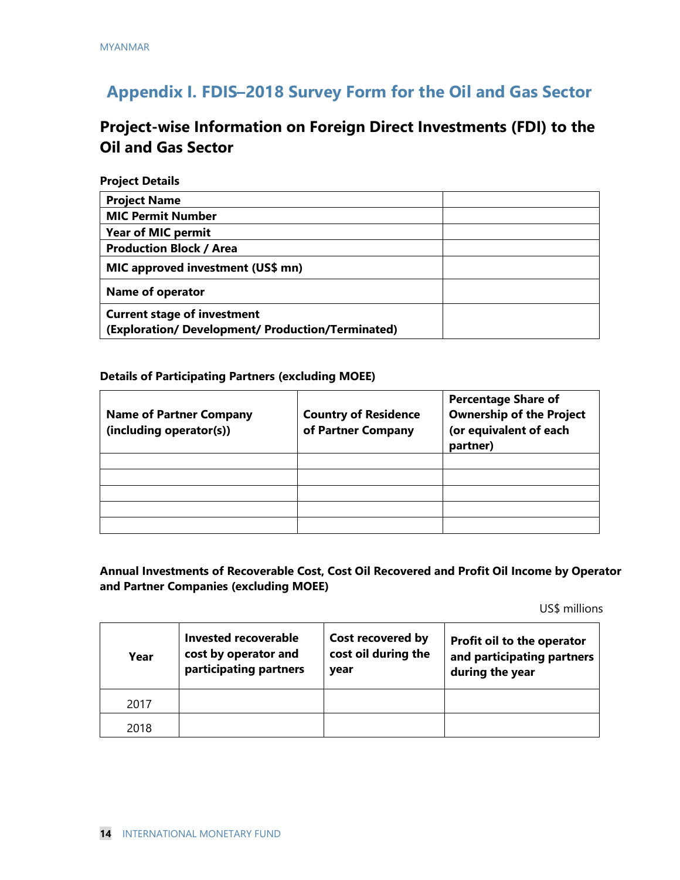## Appendix I. FDIS–2018 Survey Form for the Oil and Gas Sector

### Project-wise Information on Foreign Direct Investments (FDI) to the Oil and Gas Sector

**Project Details**

| | |
|---|---|
| **Project Name** | |
| **MIC Permit Number** | |
| **Year of MIC permit** | |
| **Production Block / Area** | |
| **MIC approved investment (US$ mn)** | |
| **Name of operator** | |
| **Current stage of investment (Exploration/ Development/ Production/Terminated)** | |

**Details of Participating Partners (excluding MOEE)**

| Name of Partner Company (including operator(s)) | Country of Residence of Partner Company | Percentage Share of Ownership of the Project (or equivalent of each partner) |
|---|---|---|
| | | |
| | | |
| | | |
| | | |
| | | |

**Annual Investments of Recoverable Cost, Cost Oil Recovered and Profit Oil Income by Operator and Partner Companies (excluding MOEE)**

US$ millions

| Year | Invested recoverable cost by operator and participating partners | Cost recovered by cost oil during the year | Profit oil to the operator and participating partners during the year |
|---|---|---|---|
| 2017 | | | |
| 2018 | | | |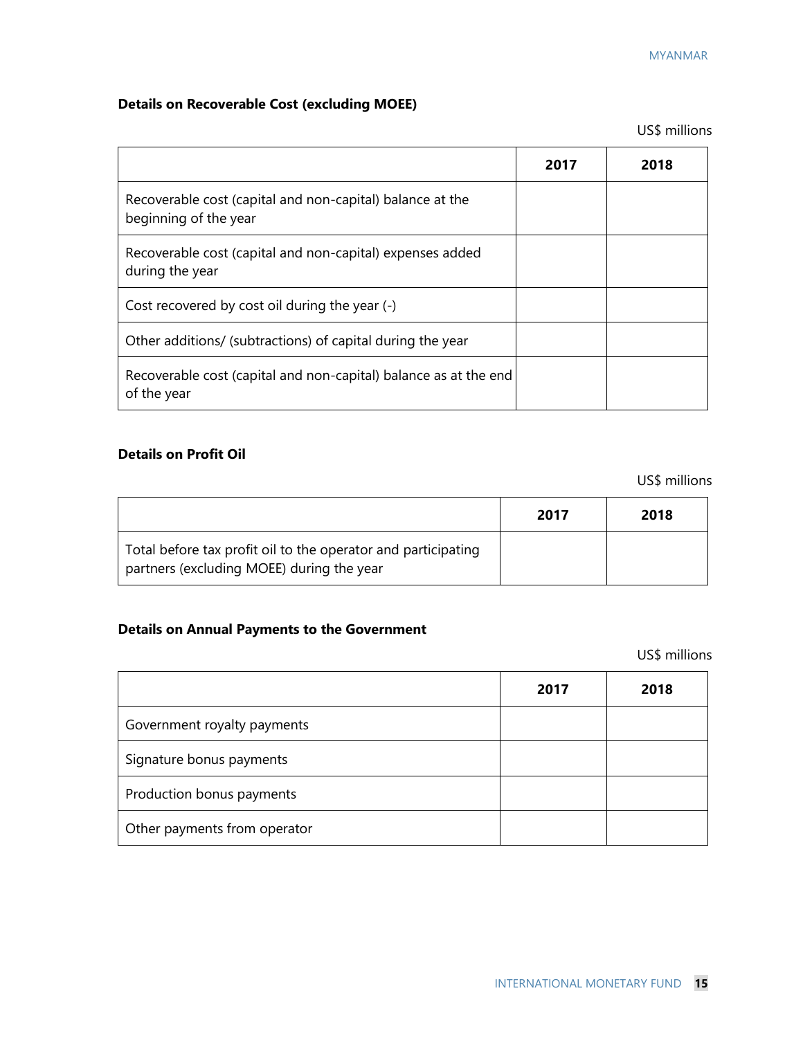**Details on Recoverable Cost (excluding MOEE)**

US$ millions

| | 2017 | 2018 |
|---|---|---|
| Recoverable cost (capital and non-capital) balance at the beginning of the year | | |
| Recoverable cost (capital and non-capital) expenses added during the year | | |
| Cost recovered by cost oil during the year (-) | | |
| Other additions/ (subtractions) of capital during the year | | |
| Recoverable cost (capital and non-capital) balance as at the end of the year | | |

**Details on Profit Oil**

US$ millions

| | 2017 | 2018 |
|---|---|---|
| Total before tax profit oil to the operator and participating partners (excluding MOEE) during the year | | |

**Details on Annual Payments to the Government**

US$ millions

| | 2017 | 2018 |
|---|---|---|
| Government royalty payments | | |
| Signature bonus payments | | |
| Production bonus payments | | |
| Other payments from operator | | |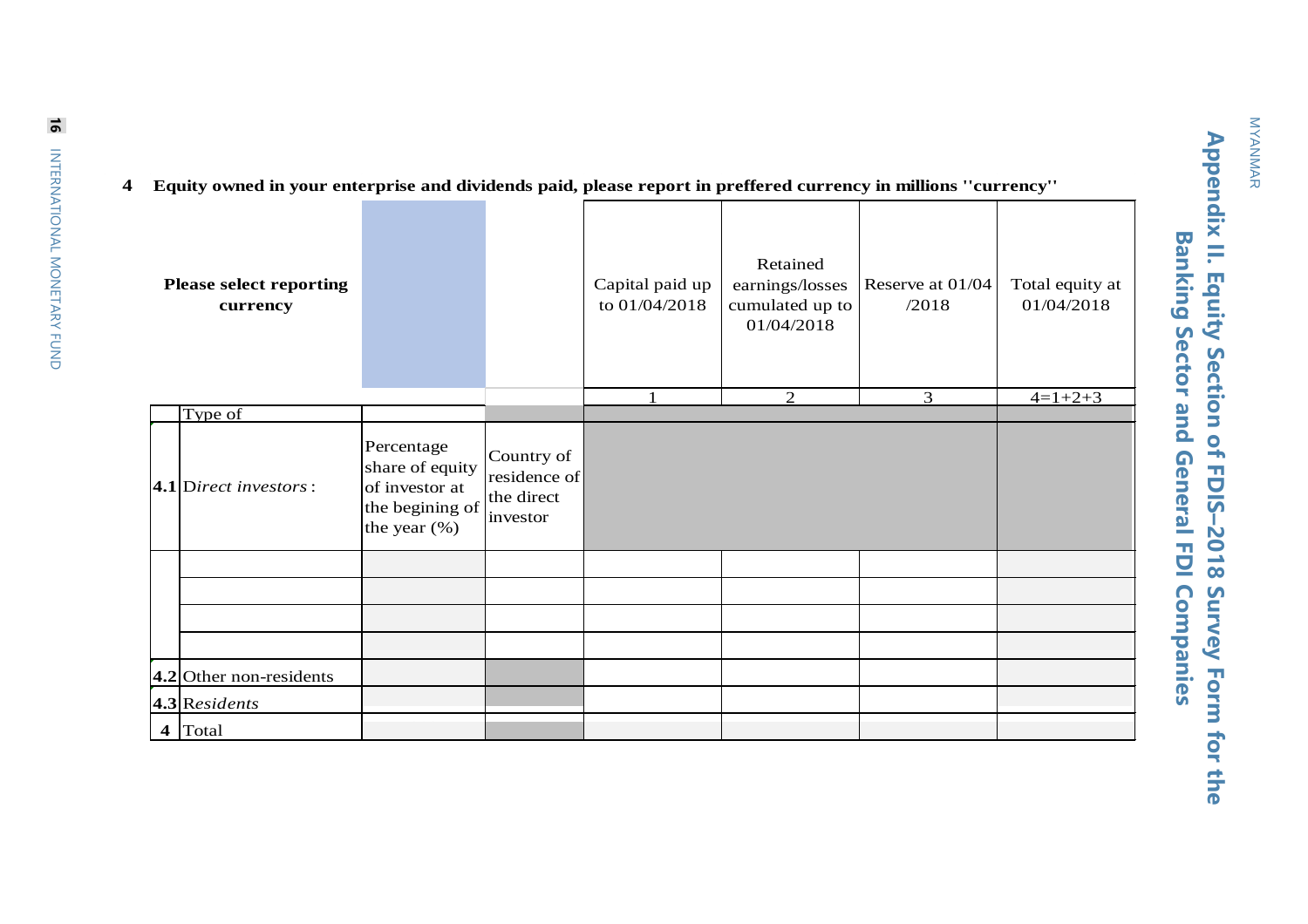## Appendix II. Equity Section of FDIS–2018 Survey Form for the Banking Sector and General FDI Companies

**4 Equity owned in your enterprise and dividends paid, please report in preffered currency in millions ''currency''**

| | **Please select reporting currency** | | | Capital paid up to 01/04/2018 | Retained earnings/losses cumulated up to 01/04/2018 | Reserve at 01/04 /2018 | Total equity at 01/04/2018 |
|---|---|---|---|---|---|---|---|
| | | | | 1 | 2 | 3 | 4=1+2+3 |
| | Type of | | | | | | |
| **4.1** | D*irect investors*: | Percentage share of equity of investor at the begining of the year (%) | Country of residence of the direct investor | | | | |
| | | | | | | | |
| | | | | | | | |
| | | | | | | | |
| | | | | | | | |
| **4.2** | Other non-residents | | | | | | |
| **4.3** | R*esidents* | | | | | | |
| **4** | Total | | | | | | |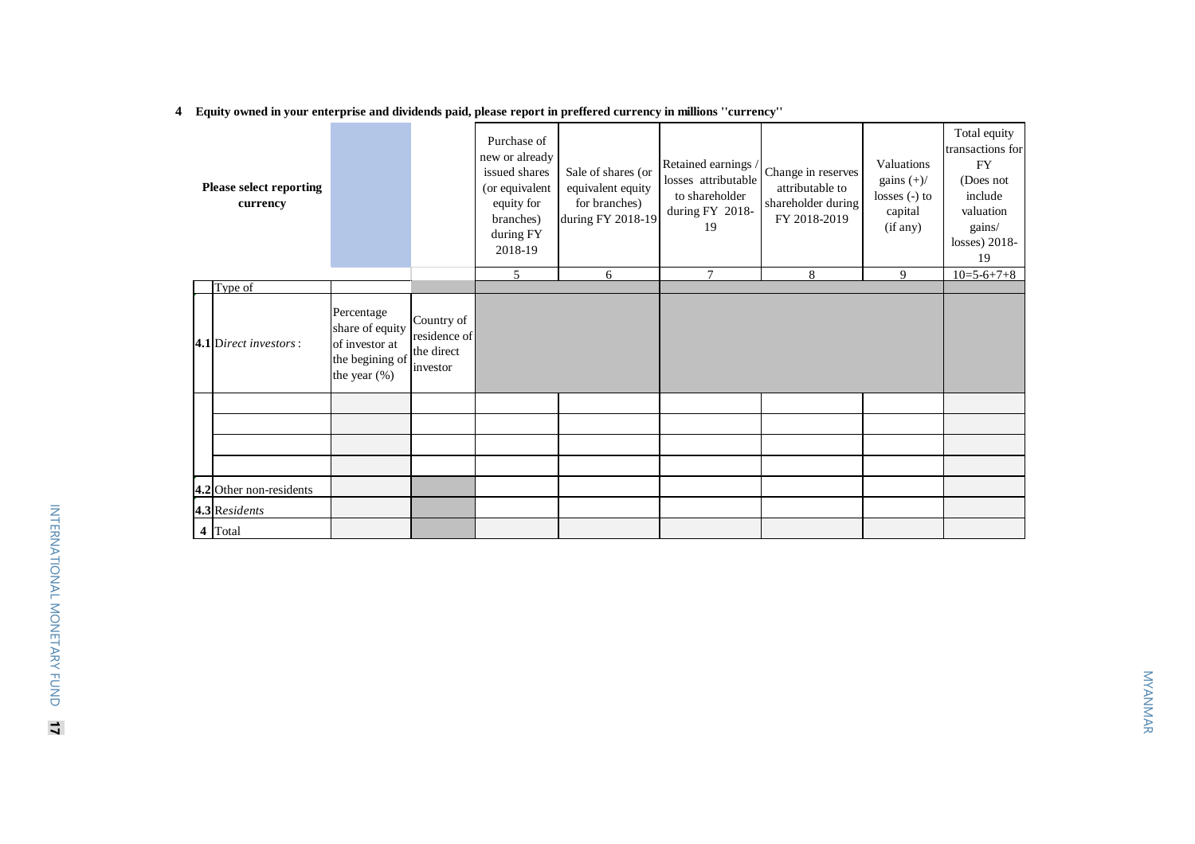**4 Equity owned in your enterprise and dividends paid, please report in preffered currency in millions ''currency''**

| | Please select reporting currency | | | Purchase of new or already issued shares (or equivalent equity for branches) during FY 2018-19 | Sale of shares (or equivalent equity for branches) during FY 2018-19 | Retained earnings / losses attributable to shareholder during FY 2018-19 | Change in reserves attributable to shareholder during FY 2018-2019 | Valuations gains (+)/ losses (-) to capital (if any) | Total equity transactions for FY (Does not include valuation gains/ losses) 2018-19 |
|---|---|---|---|---|---|---|---|---|---|
| | | | | 5 | 6 | 7 | 8 | 9 | 10=5-6+7+8 |
| | Type of | | | | | | | | |
| 4.1 | D*irect investors* : | Percentage share of equity of investor at the begining of the year (%) | Country of residence of the direct investor | | | | | | |
| | | | | | | | | | |
| | | | | | | | | | |
| | | | | | | | | | |
| | | | | | | | | | |
| 4.2 | Other non-residents | | | | | | | | |
| 4.3 | R*esidents* | | | | | | | | |
| 4 | Total | | | | | | | | |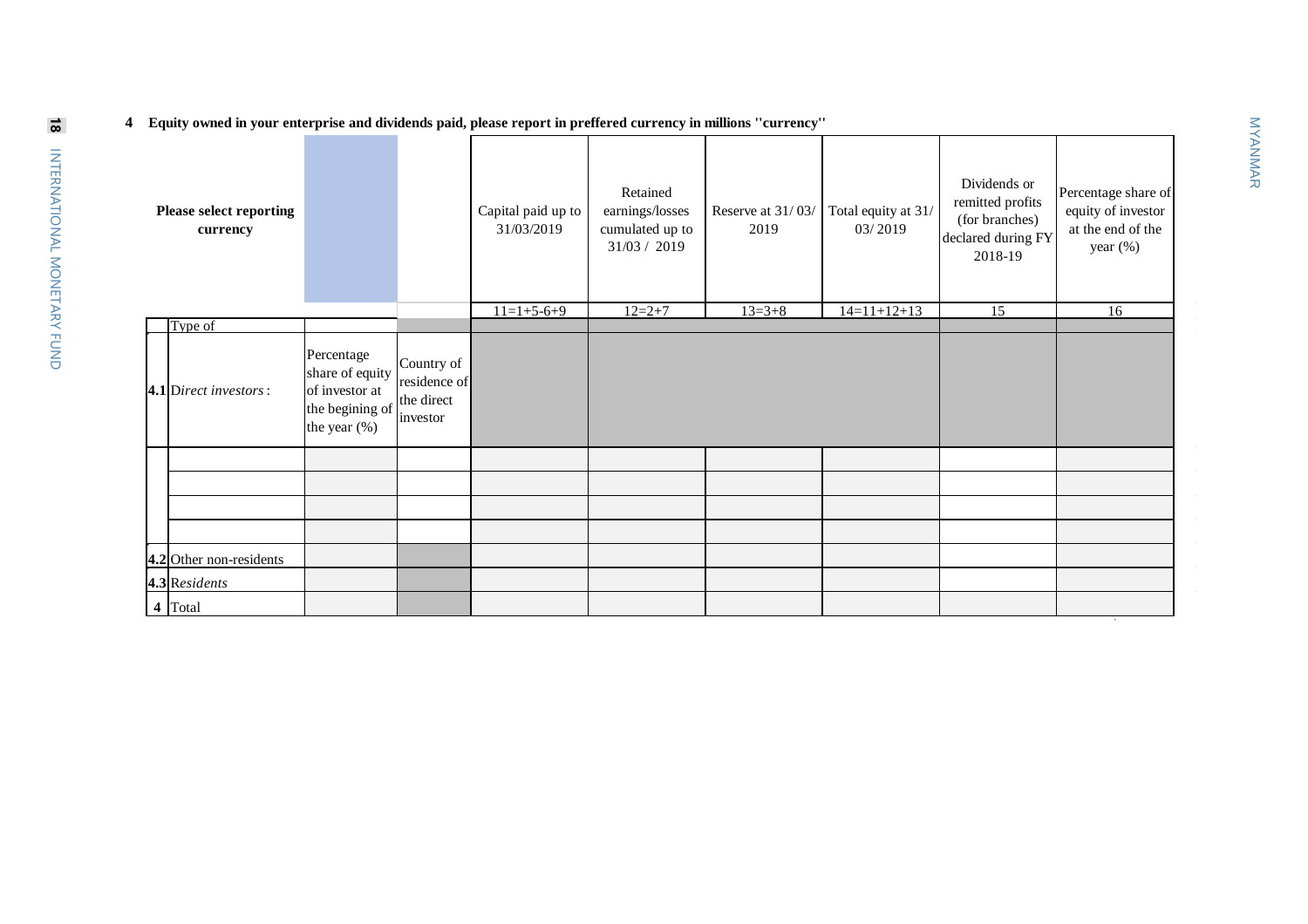**4 Equity owned in your enterprise and dividends paid, please report in preffered currency in millions "currency"**

| | **Please select reporting currency** | | | Capital paid up to 31/03/2019 | Retained earnings/losses cumulated up to 31/03 / 2019 | Reserve at 31/ 03/ 2019 | Total equity at 31/ 03/ 2019 | Dividends or remitted profits (for branches) declared during FY 2018-19 | Percentage share of equity of investor at the end of the year (%) |
|---|---|---|---|---|---|---|---|---|---|
| | | | | 11=1+5-6+9 | 12=2+7 | 13=3+8 | 14=11+12+13 | 15 | 16 |
| | Type of | | | | | | | | |
| **4.1** | *Direct investors* : | Percentage share of equity of investor at the begining of the year (%) | Country of residence of the direct investor | | | | | | |
| | | | | | | | | | |
| | | | | | | | | | |
| | | | | | | | | | |
| | | | | | | | | | |
| **4.2** | Other non-residents | | | | | | | | |
| **4.3** | R*esidents* | | | | | | | | |
| **4** | Total | | | | | | | | |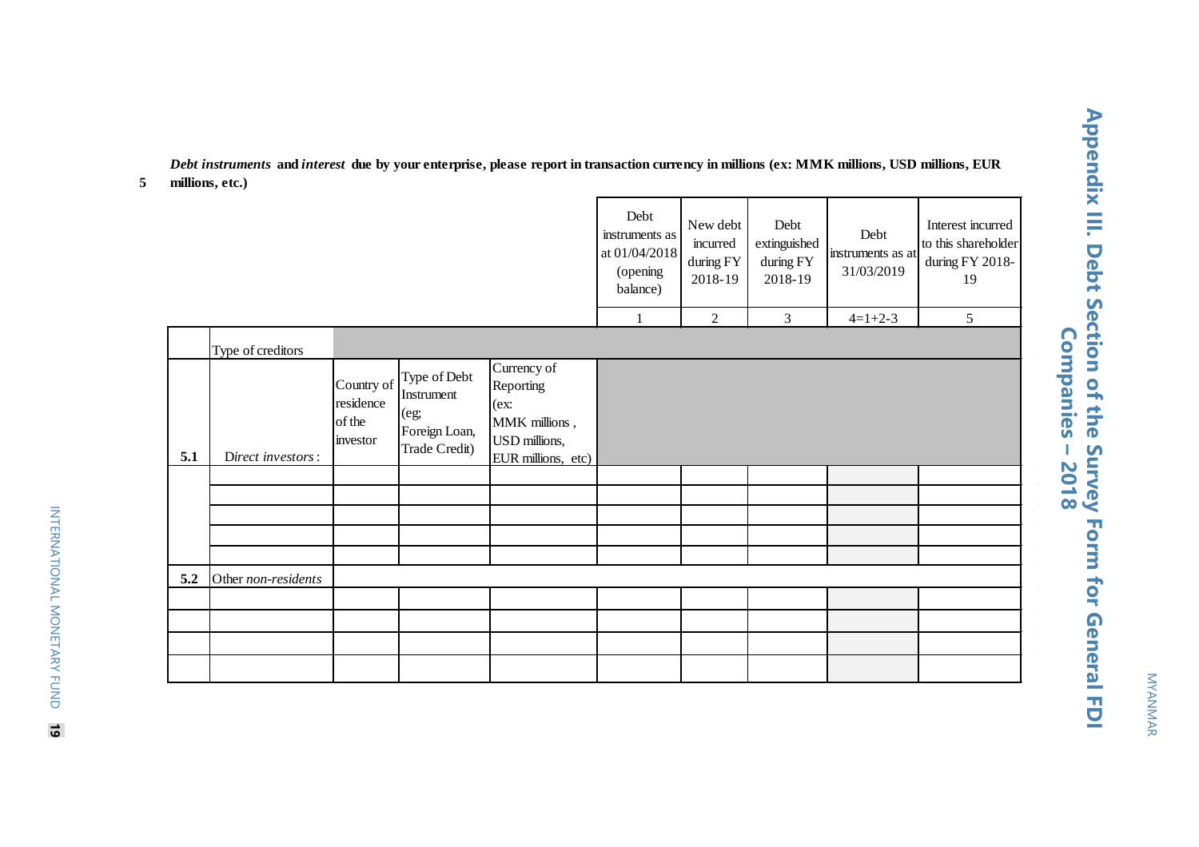## Appendix III. Debt Section of the Survey Form for General FDI Companies – 2018

**5** ***Debt instruments* and *interest* due by your enterprise, please report in transaction currency in millions (ex: MMK millions, USD millions, EUR millions, etc.)**

| | | | | | Debt instruments as at 01/04/2018 (opening balance) | New debt incurred during FY 2018-19 | Debt extinguished during FY 2018-19 | Debt instruments as at 31/03/2019 | Interest incurred to this shareholder during FY 2018-19 |
|---|---|---|---|---|---|---|---|---|---|
| | | | | | 1 | 2 | 3 | 4=1+2-3 | 5 |
| | Type of creditors | | | | | | | | |
| **5.1** | *Direct investors*: | Country of residence of the investor | Type of Debt Instrument (eg; Foreign Loan, Trade Credit) | Currency of Reporting (ex: MMK millions , USD millions, EUR millions, etc) | | | | | |
| | | | | | | | | | |
| | | | | | | | | | |
| | | | | | | | | | |
| | | | | | | | | | |
| | | | | | | | | | |
| **5.2** | Other *non-residents* | | | | | | | | |
| | | | | | | | | | |
| | | | | | | | | | |
| | | | | | | | | | |
| | | | | | | | | | |